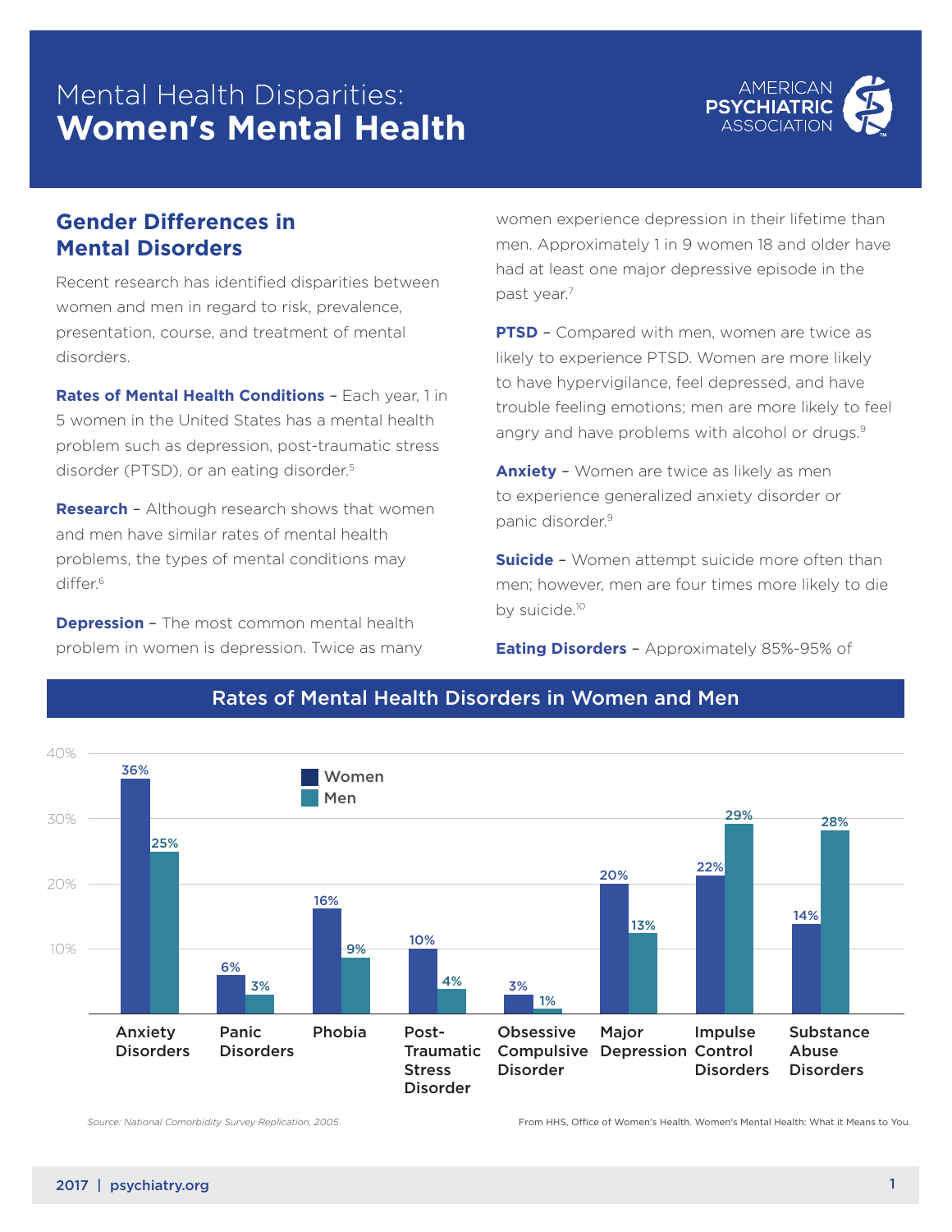# Mental Health Disparities: **Women's Mental Health**

AMERICAN PSYCHIATRIC ASSOCIATION

## Gender Differences in Mental Disorders

Recent research has identified disparities between women and men in regard to risk, prevalence, presentation, course, and treatment of mental disorders.

**Rates of Mental Health Conditions** – Each year, 1 in 5 women in the United States has a mental health problem such as depression, post-traumatic stress disorder (PTSD), or an eating disorder.[5]

**Research** – Although research shows that women and men have similar rates of mental health problems, the types of mental conditions may differ.[6]

**Depression** – The most common mental health problem in women is depression. Twice as many women experience depression in their lifetime than men. Approximately 1 in 9 women 18 and older have had at least one major depressive episode in the past year.[7]

**PTSD** – Compared with men, women are twice as likely to experience PTSD. Women are more likely to have hypervigilance, feel depressed, and have trouble feeling emotions; men are more likely to feel angry and have problems with alcohol or drugs.[9]

**Anxiety** – Women are twice as likely as men to experience generalized anxiety disorder or panic disorder.[9]

**Suicide** – Women attempt suicide more often than men; however, men are four times more likely to die by suicide.[10]

**Eating Disorders** – Approximately 85%-95% of

### Rates of Mental Health Disorders in Women and Men

| Disorder | Women | Men |
|---|---|---|
| Anxiety Disorders | 36% | 25% |
| Panic Disorders | 6% | 3% |
| Phobia | 16% | 9% |
| Post-Traumatic Stress Disorder | 10% | 4% |
| Obsessive Compulsive Disorder | 3% | 1% |
| Major Depression | 20% | 13% |
| Impulse Control Disorders | 22% | 29% |
| Substance Abuse Disorders | 14% | 28% |

*Source: National Comorbidity Survey Replication, 2005*

From HHS, Office of Women's Health. Women's Mental Health: What it Means to You.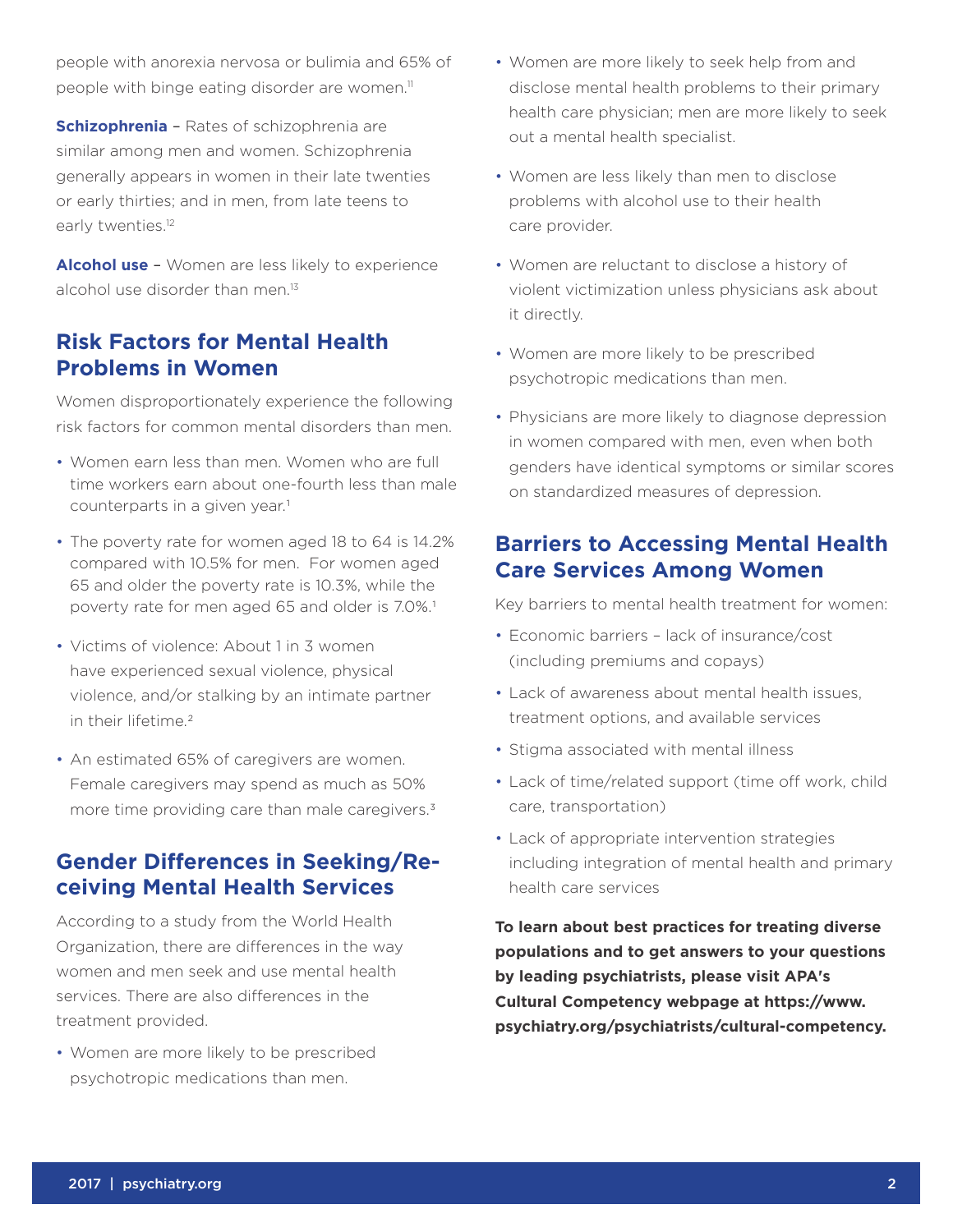people with anorexia nervosa or bulimia and 65% of people with binge eating disorder are women.[11]

**Schizophrenia** – Rates of schizophrenia are similar among men and women. Schizophrenia generally appears in women in their late twenties or early thirties; and in men, from late teens to early twenties.[12]

**Alcohol use** – Women are less likely to experience alcohol use disorder than men.[13]

## Risk Factors for Mental Health Problems in Women

Women disproportionately experience the following risk factors for common mental disorders than men.

- Women earn less than men. Women who are full time workers earn about one-fourth less than male counterparts in a given year.[1]
- The poverty rate for women aged 18 to 64 is 14.2% compared with 10.5% for men. For women aged 65 and older the poverty rate is 10.3%, while the poverty rate for men aged 65 and older is 7.0%.[1]
- Victims of violence: About 1 in 3 women have experienced sexual violence, physical violence, and/or stalking by an intimate partner in their lifetime.[2]
- An estimated 65% of caregivers are women. Female caregivers may spend as much as 50% more time providing care than male caregivers.[3]

## Gender Differences in Seeking/Receiving Mental Health Services

According to a study from the World Health Organization, there are differences in the way women and men seek and use mental health services. There are also differences in the treatment provided.

- Women are more likely to be prescribed psychotropic medications than men.
- Women are more likely to seek help from and disclose mental health problems to their primary health care physician; men are more likely to seek out a mental health specialist.
- Women are less likely than men to disclose problems with alcohol use to their health care provider.
- Women are reluctant to disclose a history of violent victimization unless physicians ask about it directly.
- Women are more likely to be prescribed psychotropic medications than men.
- Physicians are more likely to diagnose depression in women compared with men, even when both genders have identical symptoms or similar scores on standardized measures of depression.

## Barriers to Accessing Mental Health Care Services Among Women

Key barriers to mental health treatment for women:

- Economic barriers – lack of insurance/cost (including premiums and copays)
- Lack of awareness about mental health issues, treatment options, and available services
- Stigma associated with mental illness
- Lack of time/related support (time off work, child care, transportation)
- Lack of appropriate intervention strategies including integration of mental health and primary health care services

**To learn about best practices for treating diverse populations and to get answers to your questions by leading psychiatrists, please visit APA's Cultural Competency webpage at https://www.psychiatry.org/psychiatrists/cultural-competency.**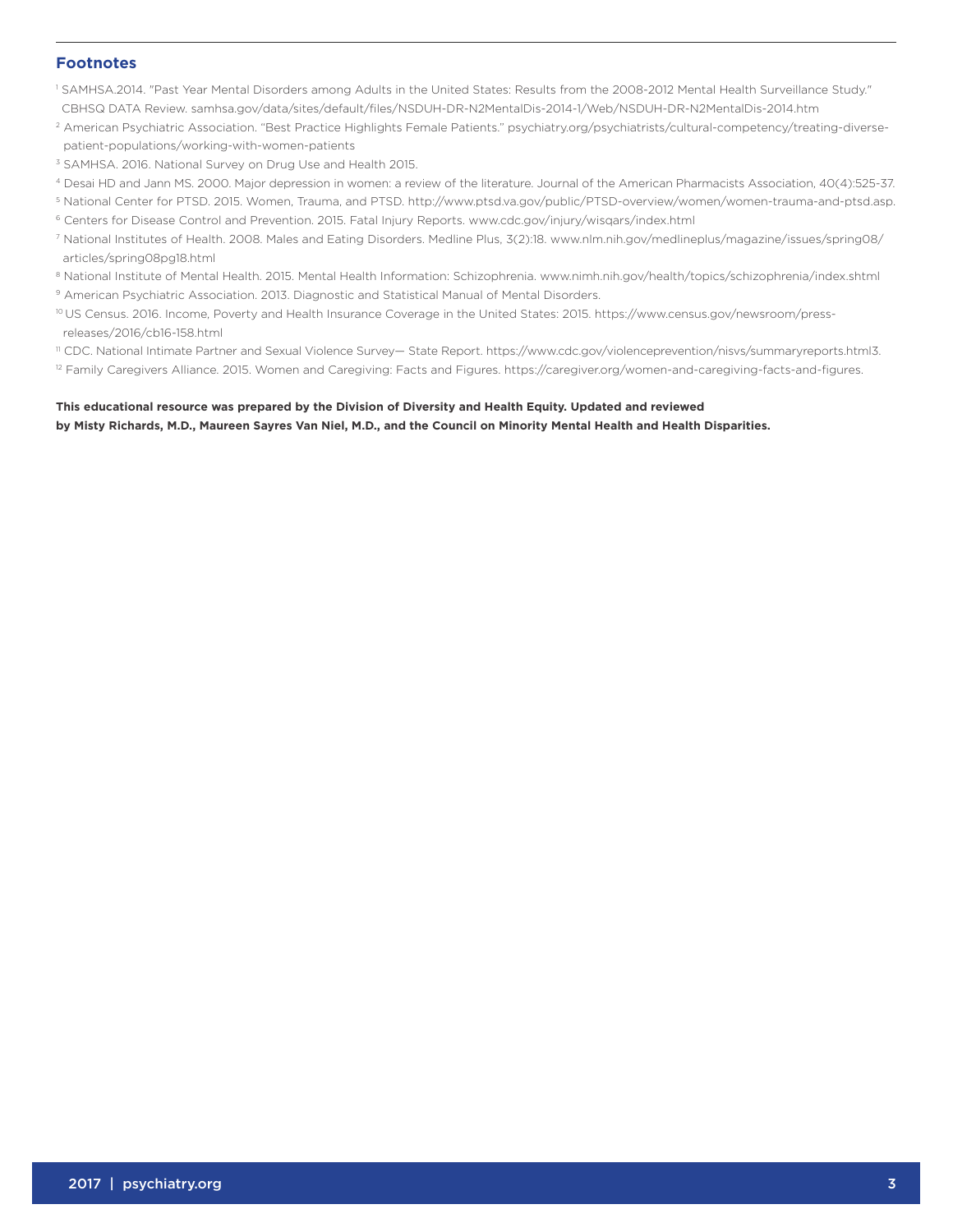## Footnotes

[1] SAMHSA.2014. "Past Year Mental Disorders among Adults in the United States: Results from the 2008-2012 Mental Health Surveillance Study." CBHSQ DATA Review. samhsa.gov/data/sites/default/files/NSDUH-DR-N2MentalDis-2014-1/Web/NSDUH-DR-N2MentalDis-2014.htm

[2] American Psychiatric Association. "Best Practice Highlights Female Patients." psychiatry.org/psychiatrists/cultural-competency/treating-diverse-patient-populations/working-with-women-patients

[3] SAMHSA. 2016. National Survey on Drug Use and Health 2015.

[4] Desai HD and Jann MS. 2000. Major depression in women: a review of the literature. Journal of the American Pharmacists Association, 40(4):525-37.

[5] National Center for PTSD. 2015. Women, Trauma, and PTSD. http://www.ptsd.va.gov/public/PTSD-overview/women/women-trauma-and-ptsd.asp.

[6] Centers for Disease Control and Prevention. 2015. Fatal Injury Reports. www.cdc.gov/injury/wisqars/index.html

[7] National Institutes of Health. 2008. Males and Eating Disorders. Medline Plus, 3(2):18. www.nlm.nih.gov/medlineplus/magazine/issues/spring08/articles/spring08pg18.html

[8] National Institute of Mental Health. 2015. Mental Health Information: Schizophrenia. www.nimh.nih.gov/health/topics/schizophrenia/index.shtml

[9] American Psychiatric Association. 2013. Diagnostic and Statistical Manual of Mental Disorders.

[10] US Census. 2016. Income, Poverty and Health Insurance Coverage in the United States: 2015. https://www.census.gov/newsroom/press-releases/2016/cb16-158.html

[11] CDC. National Intimate Partner and Sexual Violence Survey— State Report. https://www.cdc.gov/violenceprevention/nisvs/summaryreports.html3.

[12] Family Caregivers Alliance. 2015. Women and Caregiving: Facts and Figures. https://caregiver.org/women-and-caregiving-facts-and-figures.

**This educational resource was prepared by the Division of Diversity and Health Equity. Updated and reviewed by Misty Richards, M.D., Maureen Sayres Van Niel, M.D., and the Council on Minority Mental Health and Health Disparities.**